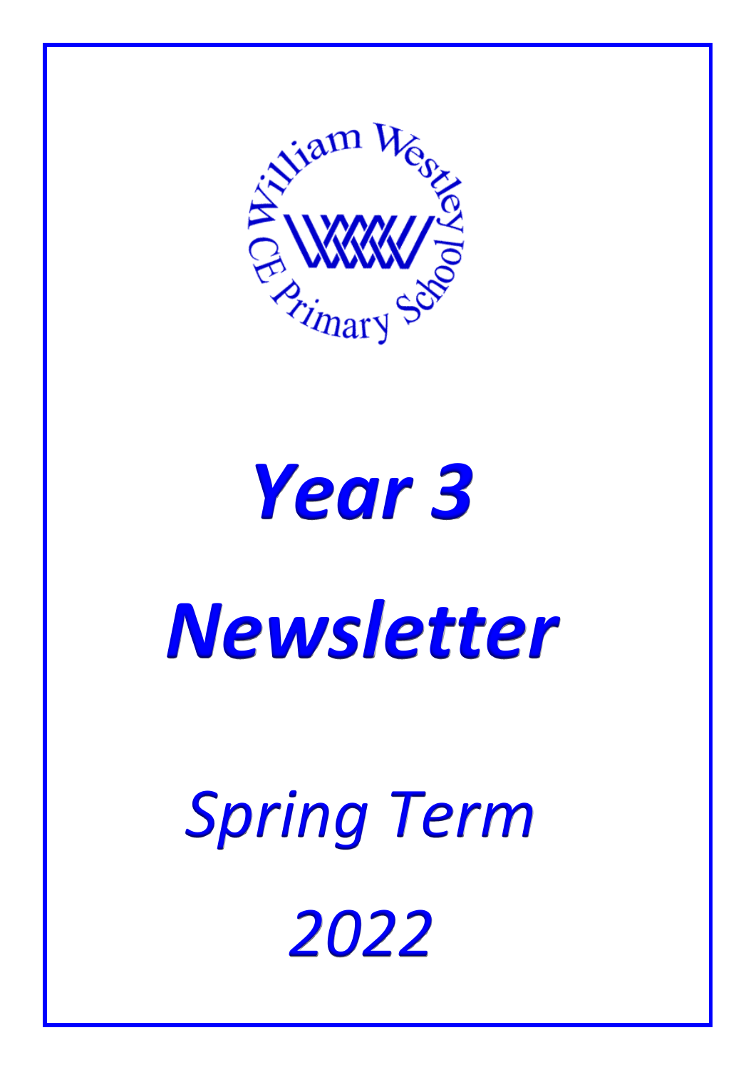William Westley CE Primary School

# *Year 3*

# *Newsletter*

## *Spring Term*

## *2022*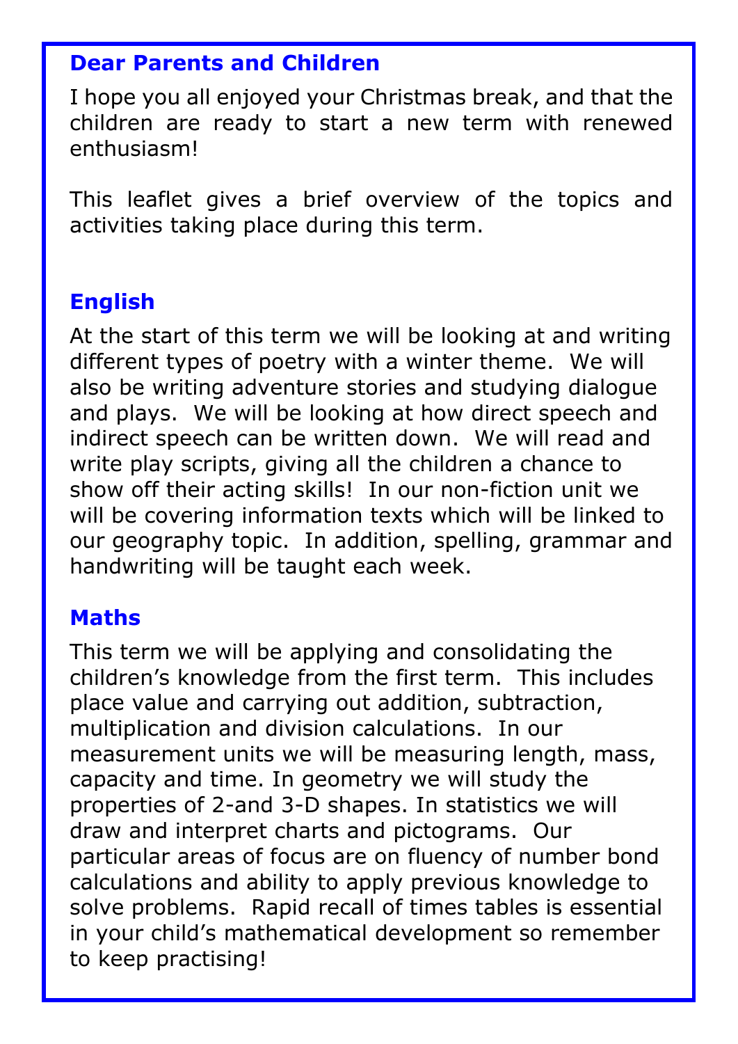## Dear Parents and Children

I hope you all enjoyed your Christmas break, and that the children are ready to start a new term with renewed enthusiasm!

This leaflet gives a brief overview of the topics and activities taking place during this term.

## English

At the start of this term we will be looking at and writing different types of poetry with a winter theme. We will also be writing adventure stories and studying dialogue and plays. We will be looking at how direct speech and indirect speech can be written down. We will read and write play scripts, giving all the children a chance to show off their acting skills! In our non-fiction unit we will be covering information texts which will be linked to our geography topic. In addition, spelling, grammar and handwriting will be taught each week.

## Maths

This term we will be applying and consolidating the children's knowledge from the first term. This includes place value and carrying out addition, subtraction, multiplication and division calculations. In our measurement units we will be measuring length, mass, capacity and time. In geometry we will study the properties of 2-and 3-D shapes. In statistics we will draw and interpret charts and pictograms. Our particular areas of focus are on fluency of number bond calculations and ability to apply previous knowledge to solve problems. Rapid recall of times tables is essential in your child's mathematical development so remember to keep practising!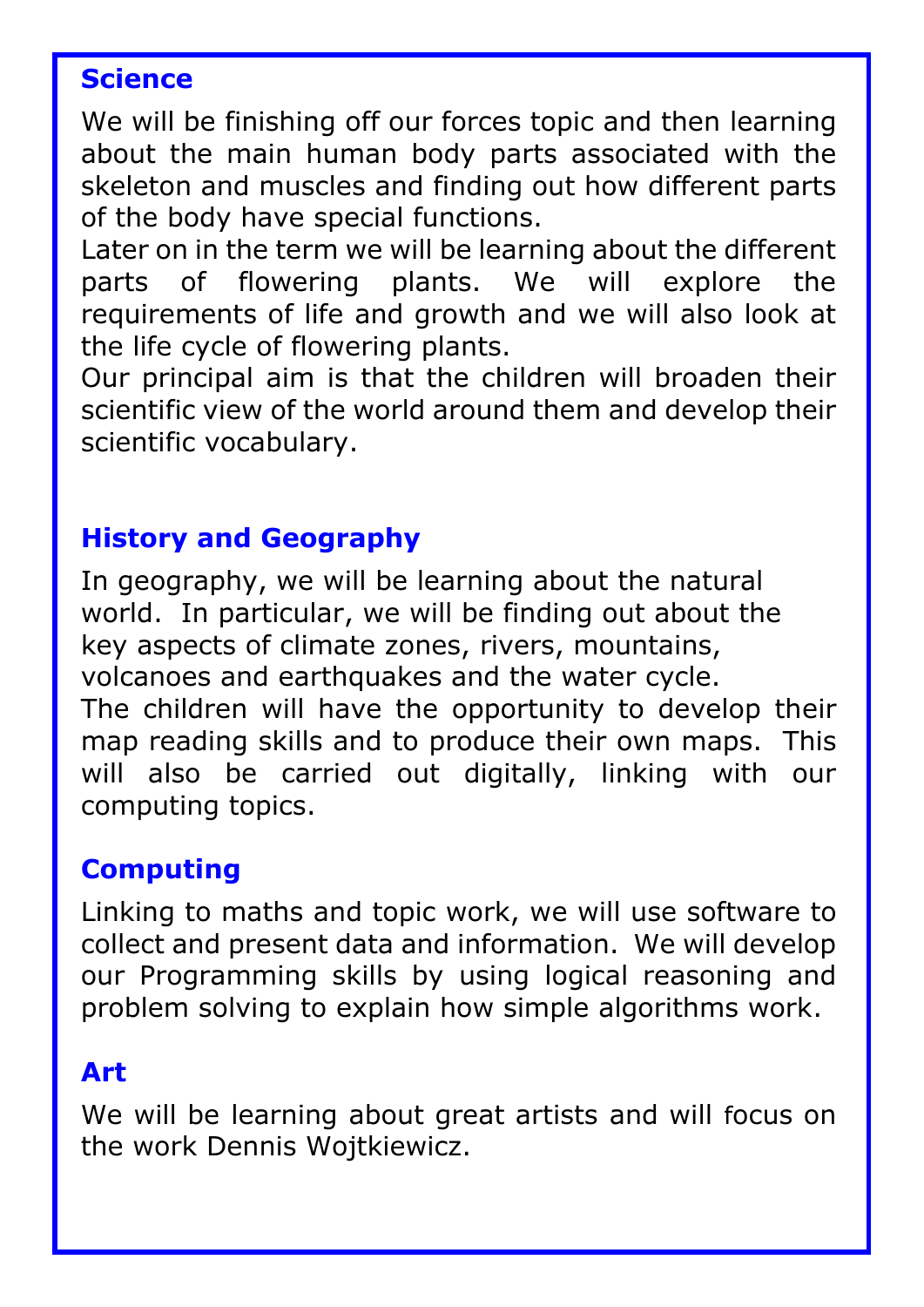## Science

We will be finishing off our forces topic and then learning about the main human body parts associated with the skeleton and muscles and finding out how different parts of the body have special functions.
Later on in the term we will be learning about the different parts of flowering plants. We will explore the requirements of life and growth and we will also look at the life cycle of flowering plants.
Our principal aim is that the children will broaden their scientific view of the world around them and develop their scientific vocabulary.

## History and Geography

In geography, we will be learning about the natural world. In particular, we will be finding out about the key aspects of climate zones, rivers, mountains, volcanoes and earthquakes and the water cycle.
The children will have the opportunity to develop their map reading skills and to produce their own maps. This will also be carried out digitally, linking with our computing topics.

## Computing

Linking to maths and topic work, we will use software to collect and present data and information. We will develop our Programming skills by using logical reasoning and problem solving to explain how simple algorithms work.

## Art

We will be learning about great artists and will focus on the work Dennis Wojtkiewicz.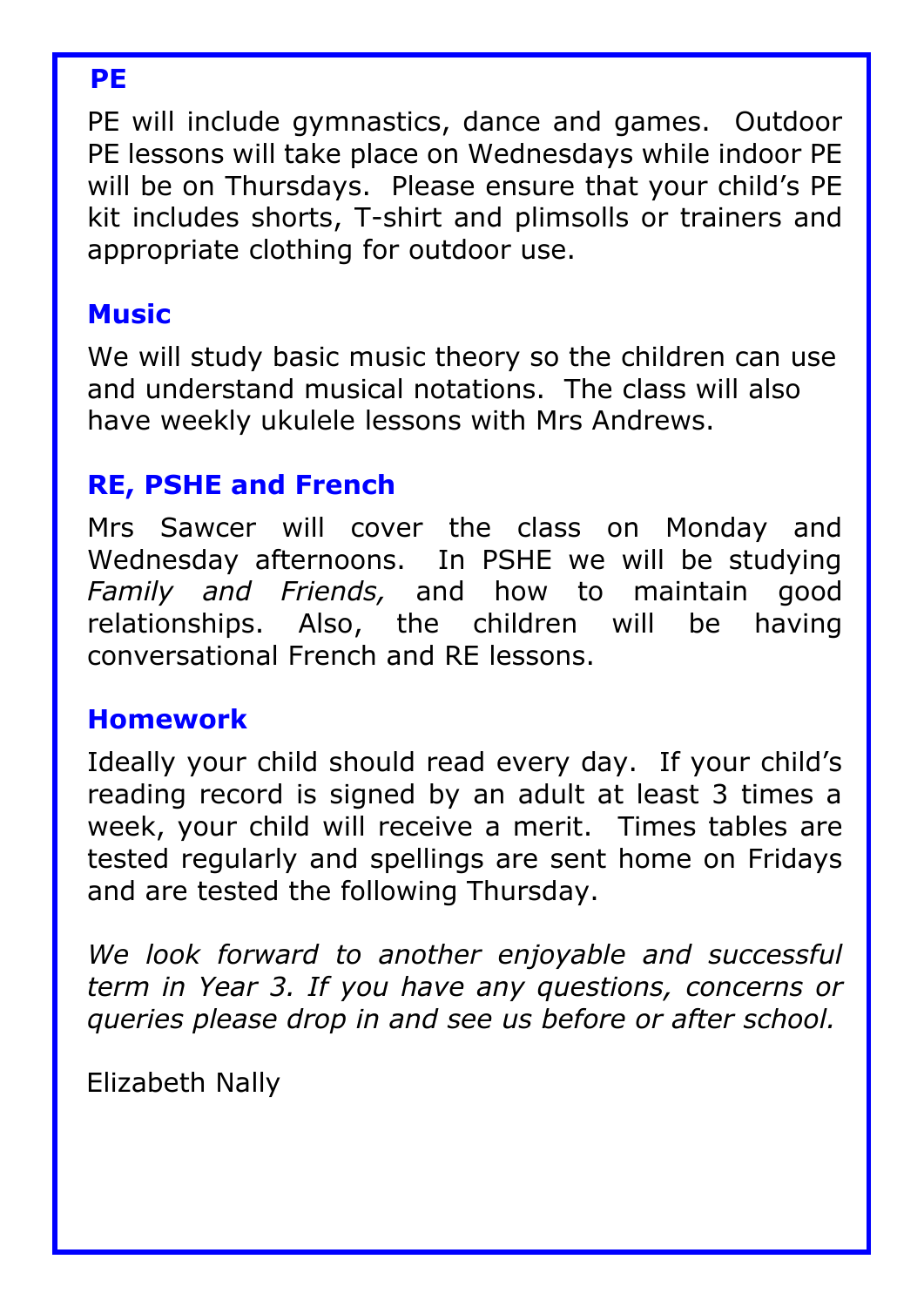## PE

PE will include gymnastics, dance and games. Outdoor PE lessons will take place on Wednesdays while indoor PE will be on Thursdays. Please ensure that your child's PE kit includes shorts, T-shirt and plimsolls or trainers and appropriate clothing for outdoor use.

## Music

We will study basic music theory so the children can use and understand musical notations. The class will also have weekly ukulele lessons with Mrs Andrews.

## RE, PSHE and French

Mrs Sawcer will cover the class on Monday and Wednesday afternoons. In PSHE we will be studying *Family and Friends,* and how to maintain good relationships. Also, the children will be having conversational French and RE lessons.

## Homework

Ideally your child should read every day. If your child's reading record is signed by an adult at least 3 times a week, your child will receive a merit. Times tables are tested regularly and spellings are sent home on Fridays and are tested the following Thursday.

*We look forward to another enjoyable and successful term in Year 3. If you have any questions, concerns or queries please drop in and see us before or after school.*

Elizabeth Nally